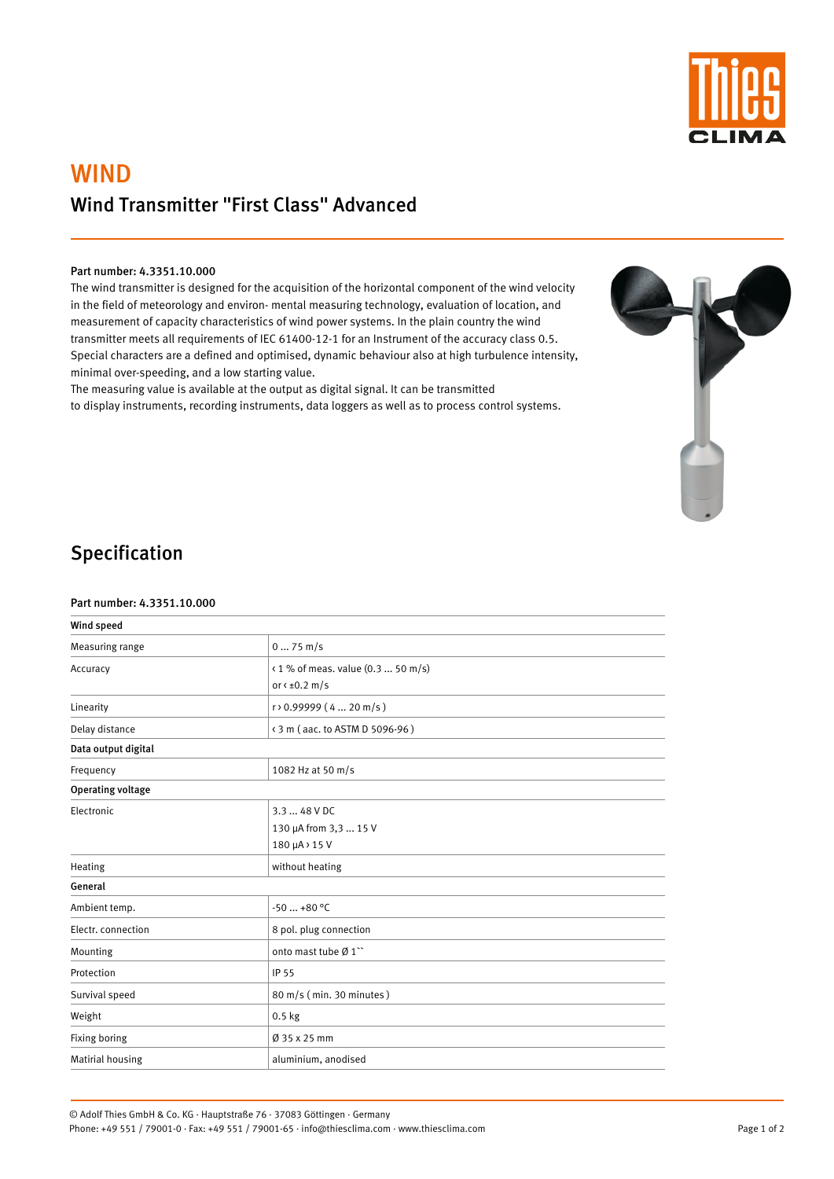# WIND

## Wind Transmitter "First Class" Advanced

**Part number: 4.3351.10.000**

The wind transmitter is designed for the acquisition of the horizontal component of the wind velocity in the field of meteorology and environ- mental measuring technology, evaluation of location, and measurement of capacity characteristics of wind power systems. In the plain country the wind transmitter meets all requirements of IEC 61400-12-1 for an Instrument of the accuracy class 0.5. Special characters are a defined and optimised, dynamic behaviour also at high turbulence intensity, minimal over-speeding, and a low starting value.

The measuring value is available at the output as digital signal. It can be transmitted to display instruments, recording instruments, data loggers as well as to process control systems.

## Specification

**Part number: 4.3351.10.000**

| **Wind speed** | |
|---|---|
| Measuring range | 0 ... 75 m/s |
| Accuracy | ‹ 1 % of meas. value (0.3 ... 50 m/s)<br>or ‹ ±0.2 m/s |
| Linearity | r › 0.99999 ( 4 ... 20 m/s ) |
| Delay distance | ‹ 3 m ( aac. to ASTM D 5096-96 ) |
| **Data output digital** | |
| Frequency | 1082 Hz at 50 m/s |
| **Operating voltage** | |
| Electronic | 3.3 ... 48 V DC<br>130 µA from 3,3 ... 15 V<br>180 µA › 15 V |
| Heating | without heating |
| **General** | |
| Ambient temp. | -50 ... +80 °C |
| Electr. connection | 8 pol. plug connection |
| Mounting | onto mast tube Ø 1`` |
| Protection | IP 55 |
| Survival speed | 80 m/s ( min. 30 minutes ) |
| Weight | 0.5 kg |
| Fixing boring | Ø 35 x 25 mm |
| Matirial housing | aluminium, anodised |

© Adolf Thies GmbH & Co. KG · Hauptstraße 76 · 37083 Göttingen · Germany
Phone: +49 551 / 79001-0 · Fax: +49 551 / 79001-65 · info@thiesclima.com · www.thiesclima.com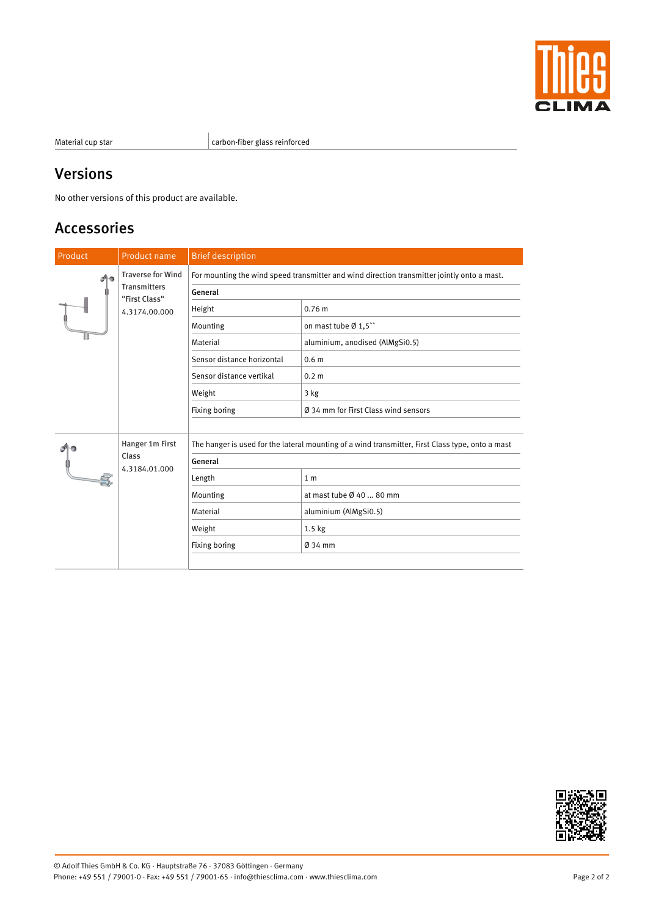| | |
|---|---|
| Material cup star | carbon-fiber glass reinforced |

## Versions

No other versions of this product are available.

## Accessories

| Product | Product name | Brief description | |
|---|---|---|---|
| | Traverse for Wind Transmitters "First Class" 4.3174.00.000 | For mounting the wind speed transmitter and wind direction transmitter jointly onto a mast. | |
| | | **General** | |
| | | Height | 0.76 m |
| | | Mounting | on mast tube Ø 1,5`` |
| | | Material | aluminium, anodised (AlMgSi0.5) |
| | | Sensor distance horizontal | 0.6 m |
| | | Sensor distance vertikal | 0.2 m |
| | | Weight | 3 kg |
| | | Fixing boring | Ø 34 mm for First Class wind sensors |
| | Hanger 1m First Class 4.3184.01.000 | The hanger is used for the lateral mounting of a wind transmitter, First Class type, onto a mast | |
| | | **General** | |
| | | Length | 1 m |
| | | Mounting | at mast tube Ø 40 ... 80 mm |
| | | Material | aluminium (AlMgSi0.5) |
| | | Weight | 1.5 kg |
| | | Fixing boring | Ø 34 mm |

© Adolf Thies GmbH & Co. KG · Hauptstraße 76 · 37083 Göttingen · Germany
Phone: +49 551 / 79001-0 · Fax: +49 551 / 79001-65 · info@thiesclima.com · www.thiesclima.com